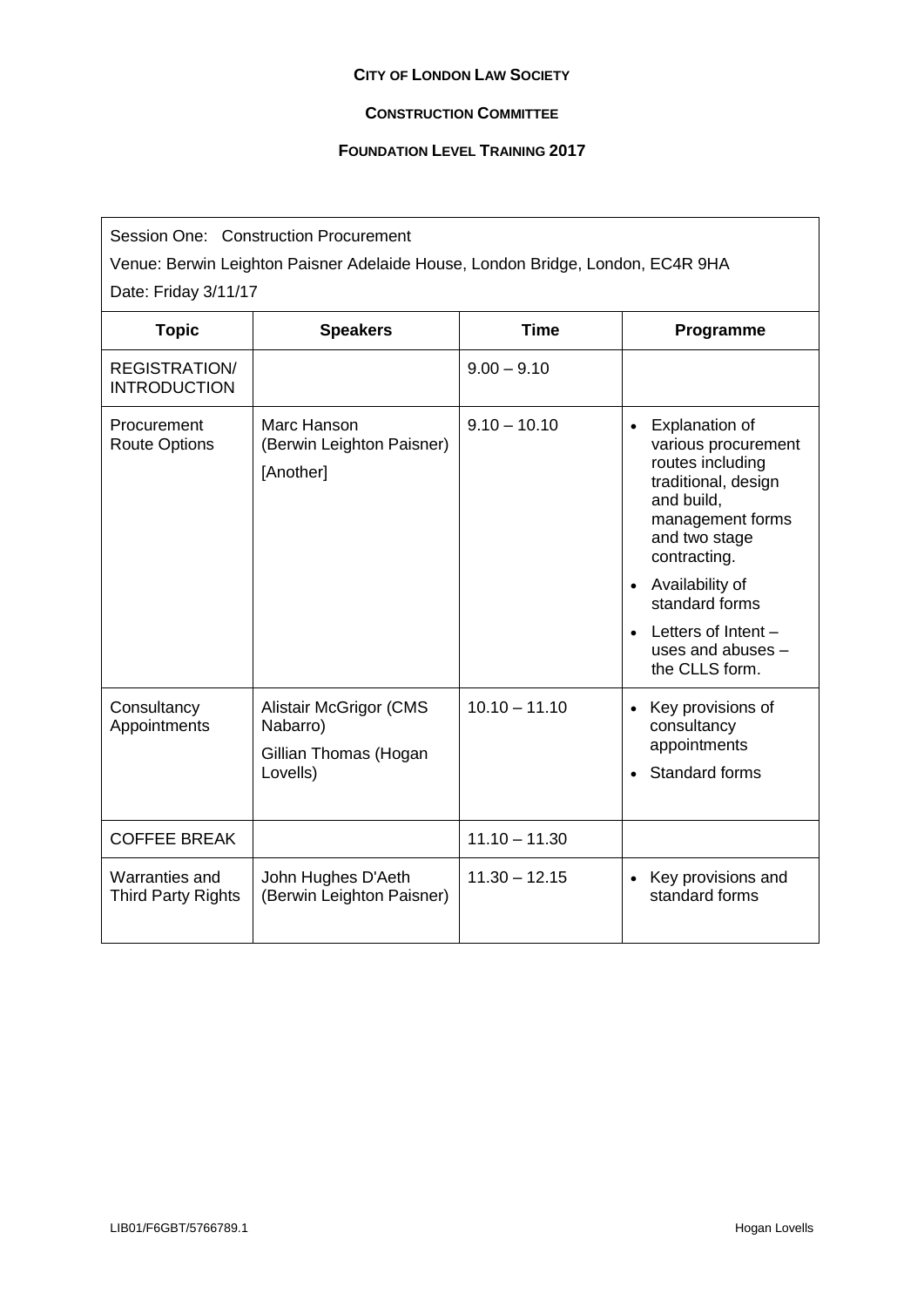**CITY OF LONDON LAW SOCIETY**

**CONSTRUCTION COMMITTEE**

**FOUNDATION LEVEL TRAINING 2017**

Session One: Construction Procurement

Venue: Berwin Leighton Paisner Adelaide House, London Bridge, London, EC4R 9HA

Date: Friday 3/11/17

| Topic | Speakers | Time | Programme |
|---|---|---|---|
| REGISTRATION/ INTRODUCTION | | 9.00 – 9.10 | |
| Procurement Route Options | Marc Hanson (Berwin Leighton Paisner)<br>[Another] | 9.10 – 10.10 | • Explanation of various procurement routes including traditional, design and build, management forms and two stage contracting.<br>• Availability of standard forms<br>• Letters of Intent – uses and abuses – the CLLS form. |
| Consultancy Appointments | Alistair McGrigor (CMS Nabarro)<br>Gillian Thomas (Hogan Lovells) | 10.10 – 11.10 | • Key provisions of consultancy appointments<br>• Standard forms |
| COFFEE BREAK | | 11.10 – 11.30 | |
| Warranties and Third Party Rights | John Hughes D'Aeth (Berwin Leighton Paisner) | 11.30 – 12.15 | • Key provisions and standard forms |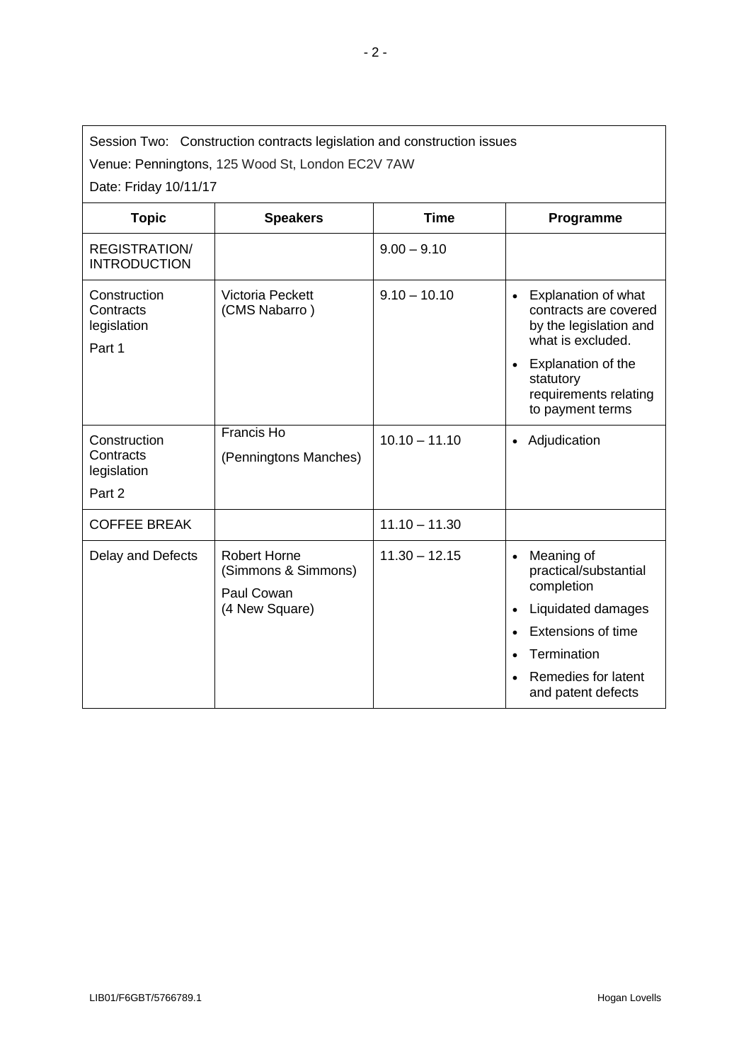Session Two: Construction contracts legislation and construction issues

Venue: Penningtons, 125 Wood St, London EC2V 7AW

Date: Friday 10/11/17

| Topic | Speakers | Time | Programme |
|---|---|---|---|
| REGISTRATION/ INTRODUCTION | | 9.00 – 9.10 | |
| Construction Contracts legislation<br><br>Part 1 | Victoria Peckett (CMS Nabarro ) | 9.10 – 10.10 | • Explanation of what contracts are covered by the legislation and what is excluded.<br>• Explanation of the statutory requirements relating to payment terms |
| Construction Contracts legislation<br><br>Part 2 | Francis Ho<br><br>(Penningtons Manches) | 10.10 – 11.10 | • Adjudication |
| COFFEE BREAK | | 11.10 – 11.30 | |
| Delay and Defects | Robert Horne (Simmons & Simmons)<br><br>Paul Cowan<br>(4 New Square) | 11.30 – 12.15 | • Meaning of practical/substantial completion<br>• Liquidated damages<br>• Extensions of time<br>• Termination<br>• Remedies for latent and patent defects |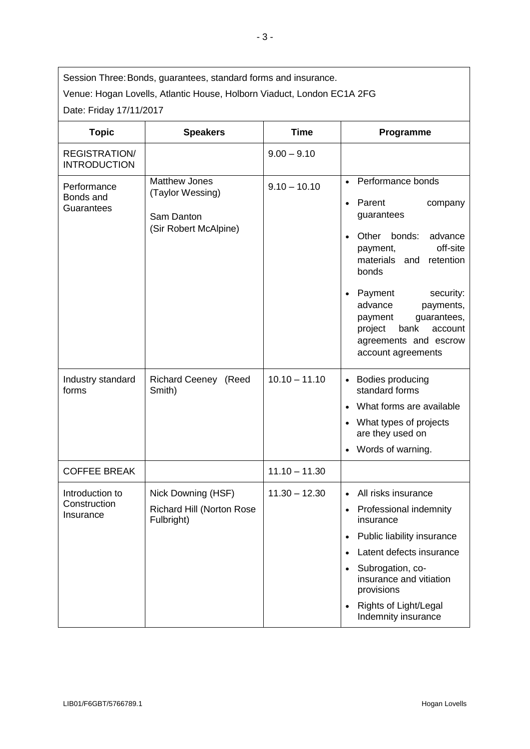Session Three: Bonds, guarantees, standard forms and insurance.

Venue: Hogan Lovells, Atlantic House, Holborn Viaduct, London EC1A 2FG

Date: Friday 17/11/2017

| Topic | Speakers | Time | Programme |
|---|---|---|---|
| REGISTRATION/ INTRODUCTION | | 9.00 – 9.10 | |
| Performance Bonds and Guarantees | Matthew Jones (Taylor Wessing)<br><br>Sam Danton (Sir Robert McAlpine) | 9.10 – 10.10 | • Performance bonds<br>• Parent company guarantees<br>• Other bonds: advance payment, off-site materials and retention bonds<br>• Payment security: advance payments, payment guarantees, project bank account agreements and escrow account agreements |
| Industry standard forms | Richard Ceeney (Reed Smith) | 10.10 – 11.10 | • Bodies producing standard forms<br>• What forms are available<br>• What types of projects are they used on<br>• Words of warning. |
| COFFEE BREAK | | 11.10 – 11.30 | |
| Introduction to Construction Insurance | Nick Downing (HSF)<br><br>Richard Hill (Norton Rose Fulbright) | 11.30 – 12.30 | • All risks insurance<br>• Professional indemnity insurance<br>• Public liability insurance<br>• Latent defects insurance<br>• Subrogation, co-insurance and vitiation provisions<br>• Rights of Light/Legal Indemnity insurance |

LIB01/F6GBT/5766789.1